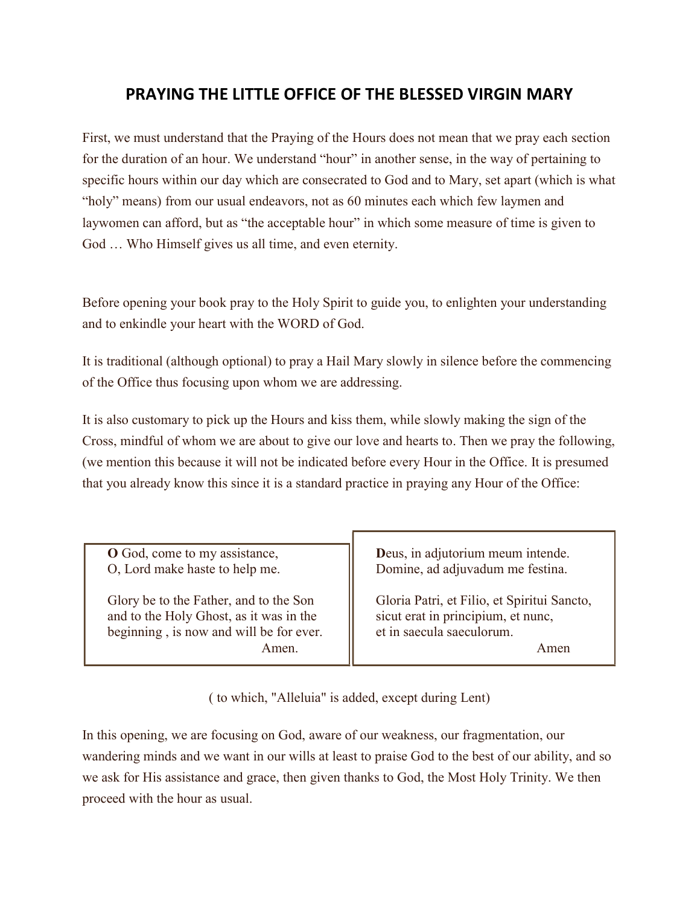# PRAYING THE LITTLE OFFICE OF THE BLESSED VIRGIN MARY

First, we must understand that the Praying of the Hours does not mean that we pray each section for the duration of an hour. We understand "hour" in another sense, in the way of pertaining to specific hours within our day which are consecrated to God and to Mary, set apart (which is what "holy" means) from our usual endeavors, not as 60 minutes each which few laymen and laywomen can afford, but as "the acceptable hour" in which some measure of time is given to God … Who Himself gives us all time, and even eternity.

Before opening your book pray to the Holy Spirit to guide you, to enlighten your understanding and to enkindle your heart with the WORD of God.

It is traditional (although optional) to pray a Hail Mary slowly in silence before the commencing of the Office thus focusing upon whom we are addressing.

It is also customary to pick up the Hours and kiss them, while slowly making the sign of the Cross, mindful of whom we are about to give our love and hearts to. Then we pray the following, (we mention this because it will not be indicated before every Hour in the Office. It is presumed that you already know this since it is a standard practice in praying any Hour of the Office:

| **O** God, come to my assistance,<br>O, Lord make haste to help me.<br><br>Glory be to the Father, and to the Son and to the Holy Ghost, as it was in the beginning , is now and will be for ever.<br>Amen. | **D**eus, in adjutorium meum intende.<br>Domine, ad adjuvadum me festina.<br><br>Gloria Patri, et Filio, et Spiritui Sancto, sicut erat in principium, et nunc, et in saecula saeculorum.<br>Amen |
| --- | --- |

( to which, "Alleluia" is added, except during Lent)

In this opening, we are focusing on God, aware of our weakness, our fragmentation, our wandering minds and we want in our wills at least to praise God to the best of our ability, and so we ask for His assistance and grace, then given thanks to God, the Most Holy Trinity. We then proceed with the hour as usual.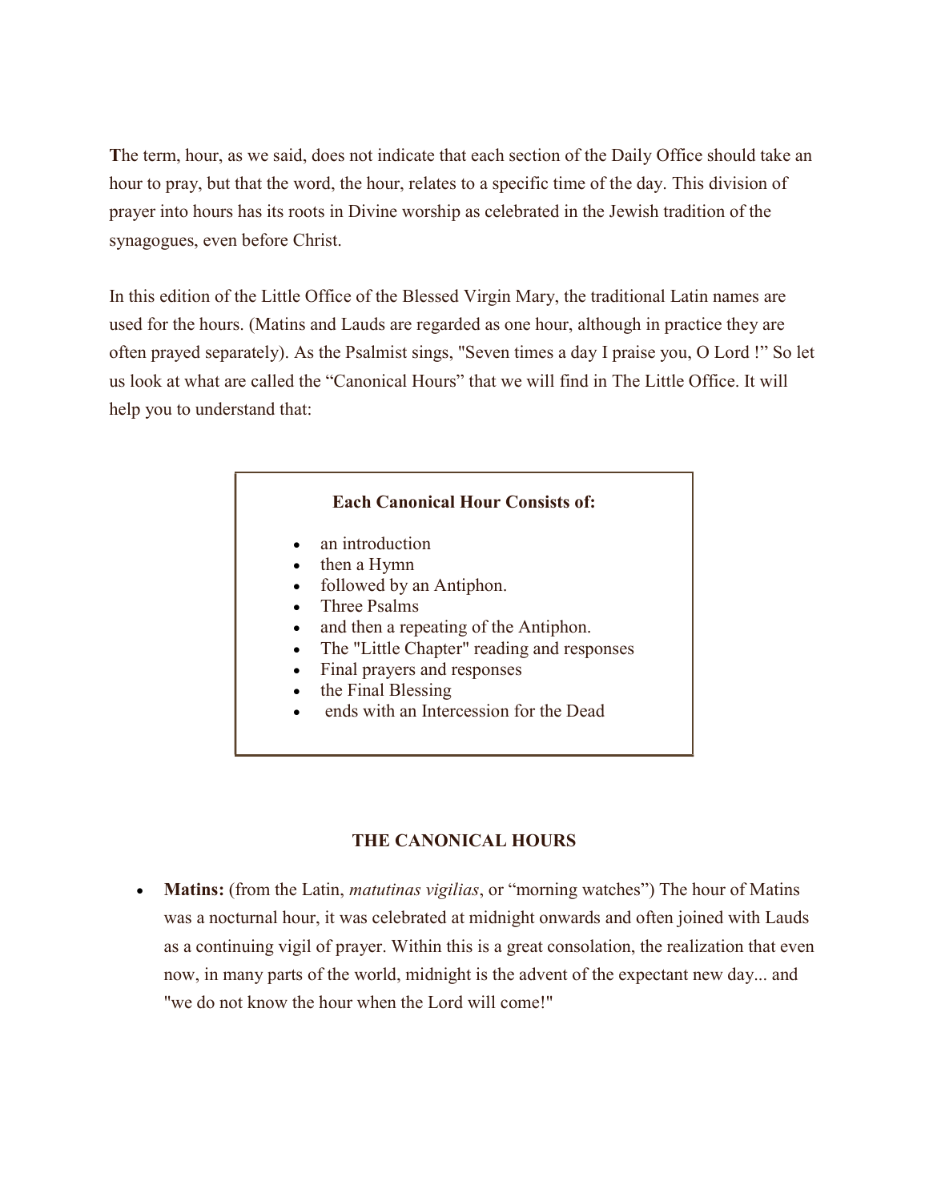**T**he term, hour, as we said, does not indicate that each section of the Daily Office should take an hour to pray, but that the word, the hour, relates to a specific time of the day. This division of prayer into hours has its roots in Divine worship as celebrated in the Jewish tradition of the synagogues, even before Christ.

In this edition of the Little Office of the Blessed Virgin Mary, the traditional Latin names are used for the hours. (Matins and Lauds are regarded as one hour, although in practice they are often prayed separately). As the Psalmist sings, "Seven times a day I praise you, O Lord !" So let us look at what are called the "Canonical Hours" that we will find in The Little Office. It will help you to understand that:

**Each Canonical Hour Consists of:**

- an introduction
- then a Hymn
- followed by an Antiphon.
- Three Psalms
- and then a repeating of the Antiphon.
- The "Little Chapter" reading and responses
- Final prayers and responses
- the Final Blessing
- ends with an Intercession for the Dead

## THE CANONICAL HOURS

- **Matins:** (from the Latin, *matutinas vigilias*, or "morning watches") The hour of Matins was a nocturnal hour, it was celebrated at midnight onwards and often joined with Lauds as a continuing vigil of prayer. Within this is a great consolation, the realization that even now, in many parts of the world, midnight is the advent of the expectant new day... and "we do not know the hour when the Lord will come!"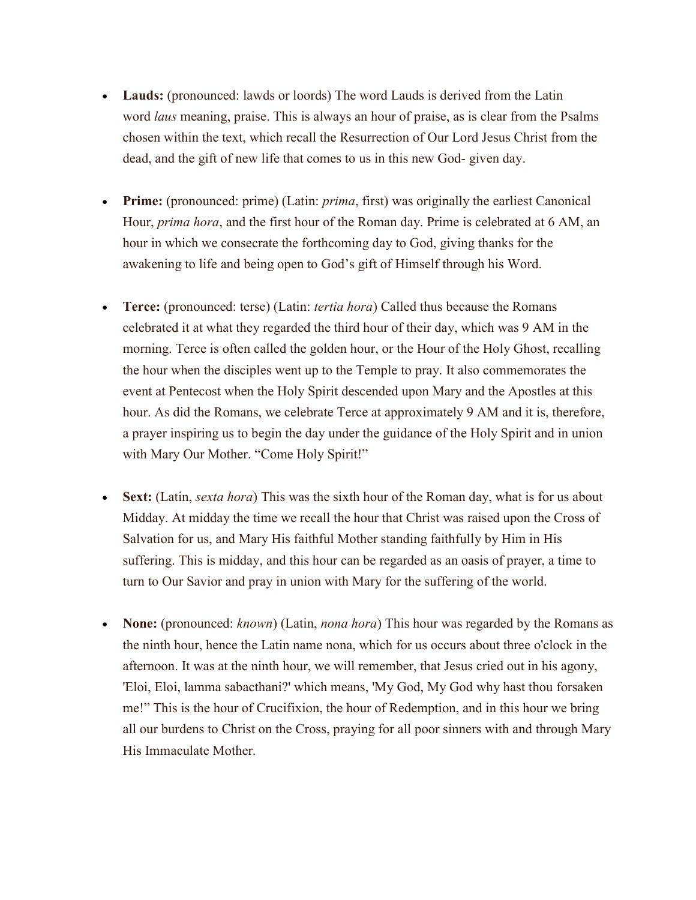- **Lauds:** (pronounced: lawds or loords) The word Lauds is derived from the Latin word *laus* meaning, praise. This is always an hour of praise, as is clear from the Psalms chosen within the text, which recall the Resurrection of Our Lord Jesus Christ from the dead, and the gift of new life that comes to us in this new God- given day.

- **Prime:** (pronounced: prime) (Latin: *prima*, first) was originally the earliest Canonical Hour, *prima hora*, and the first hour of the Roman day. Prime is celebrated at 6 AM, an hour in which we consecrate the forthcoming day to God, giving thanks for the awakening to life and being open to God's gift of Himself through his Word.

- **Terce:** (pronounced: terse) (Latin: *tertia hora*) Called thus because the Romans celebrated it at what they regarded the third hour of their day, which was 9 AM in the morning. Terce is often called the golden hour, or the Hour of the Holy Ghost, recalling the hour when the disciples went up to the Temple to pray. It also commemorates the event at Pentecost when the Holy Spirit descended upon Mary and the Apostles at this hour. As did the Romans, we celebrate Terce at approximately 9 AM and it is, therefore, a prayer inspiring us to begin the day under the guidance of the Holy Spirit and in union with Mary Our Mother. "Come Holy Spirit!"

- **Sext:** (Latin, *sexta hora*) This was the sixth hour of the Roman day, what is for us about Midday. At midday the time we recall the hour that Christ was raised upon the Cross of Salvation for us, and Mary His faithful Mother standing faithfully by Him in His suffering. This is midday, and this hour can be regarded as an oasis of prayer, a time to turn to Our Savior and pray in union with Mary for the suffering of the world.

- **None:** (pronounced: *known*) (Latin, *nona hora*) This hour was regarded by the Romans as the ninth hour, hence the Latin name nona, which for us occurs about three o'clock in the afternoon. It was at the ninth hour, we will remember, that Jesus cried out in his agony, 'Eloi, Eloi, lamma sabacthani?' which means, 'My God, My God why hast thou forsaken me!" This is the hour of Crucifixion, the hour of Redemption, and in this hour we bring all our burdens to Christ on the Cross, praying for all poor sinners with and through Mary His Immaculate Mother.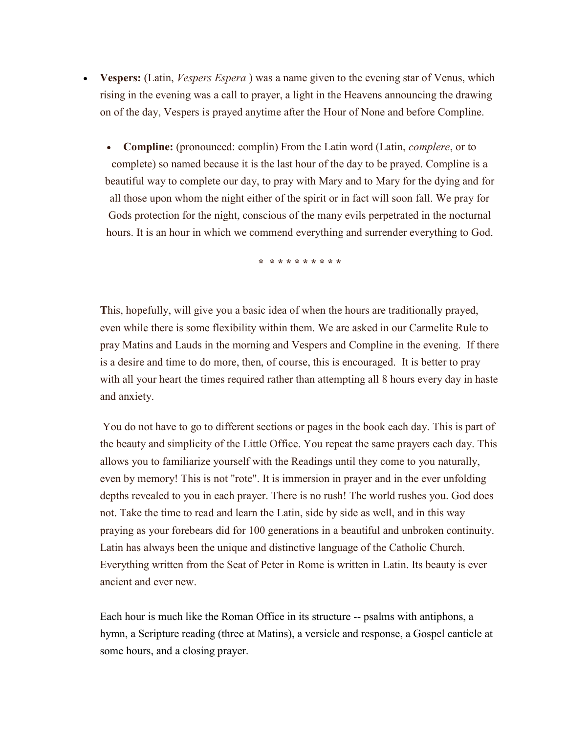- **Vespers:** (Latin, *Vespers Espera* ) was a name given to the evening star of Venus, which rising in the evening was a call to prayer, a light in the Heavens announcing the drawing on of the day, Vespers is prayed anytime after the Hour of None and before Compline.

- **Compline:** (pronounced: complin) From the Latin word (Latin, *complere*, or to complete) so named because it is the last hour of the day to be prayed. Compline is a beautiful way to complete our day, to pray with Mary and to Mary for the dying and for all those upon whom the night either of the spirit or in fact will soon fall. We pray for Gods protection for the night, conscious of the many evils perpetrated in the nocturnal hours. It is an hour in which we commend everything and surrender everything to God.

\* \* \* \* \* \* \* \* \* \*

**T**his, hopefully, will give you a basic idea of when the hours are traditionally prayed, even while there is some flexibility within them. We are asked in our Carmelite Rule to pray Matins and Lauds in the morning and Vespers and Compline in the evening. If there is a desire and time to do more, then, of course, this is encouraged. It is better to pray with all your heart the times required rather than attempting all 8 hours every day in haste and anxiety.

You do not have to go to different sections or pages in the book each day. This is part of the beauty and simplicity of the Little Office. You repeat the same prayers each day. This allows you to familiarize yourself with the Readings until they come to you naturally, even by memory! This is not "rote". It is immersion in prayer and in the ever unfolding depths revealed to you in each prayer. There is no rush! The world rushes you. God does not. Take the time to read and learn the Latin, side by side as well, and in this way praying as your forebears did for 100 generations in a beautiful and unbroken continuity. Latin has always been the unique and distinctive language of the Catholic Church. Everything written from the Seat of Peter in Rome is written in Latin. Its beauty is ever ancient and ever new.

Each hour is much like the Roman Office in its structure -- psalms with antiphons, a hymn, a Scripture reading (three at Matins), a versicle and response, a Gospel canticle at some hours, and a closing prayer.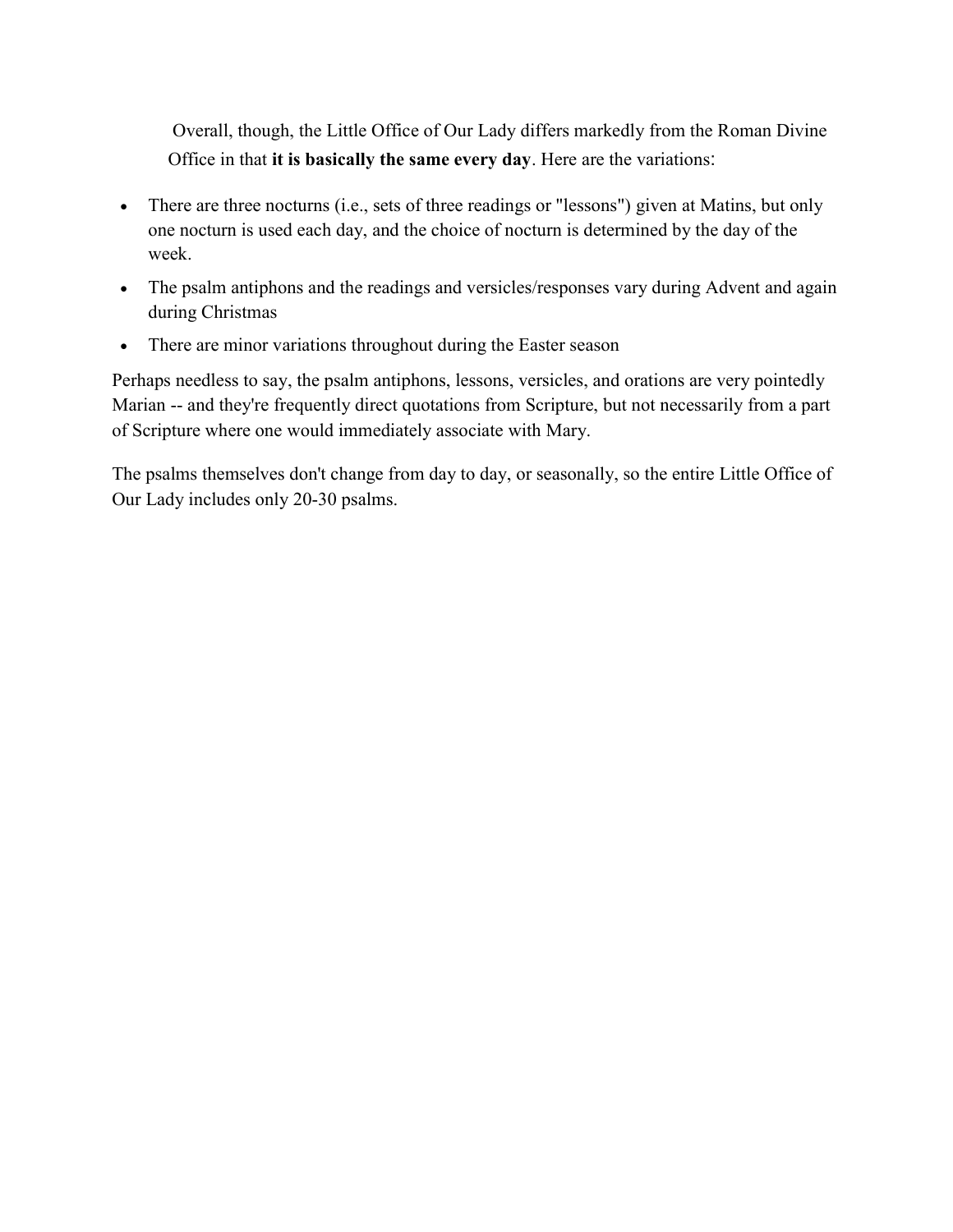Overall, though, the Little Office of Our Lady differs markedly from the Roman Divine Office in that **it is basically the same every day**. Here are the variations:

- There are three nocturns (i.e., sets of three readings or "lessons") given at Matins, but only one nocturn is used each day, and the choice of nocturn is determined by the day of the week.
- The psalm antiphons and the readings and versicles/responses vary during Advent and again during Christmas
- There are minor variations throughout during the Easter season

Perhaps needless to say, the psalm antiphons, lessons, versicles, and orations are very pointedly Marian -- and they're frequently direct quotations from Scripture, but not necessarily from a part of Scripture where one would immediately associate with Mary.

The psalms themselves don't change from day to day, or seasonally, so the entire Little Office of Our Lady includes only 20-30 psalms.